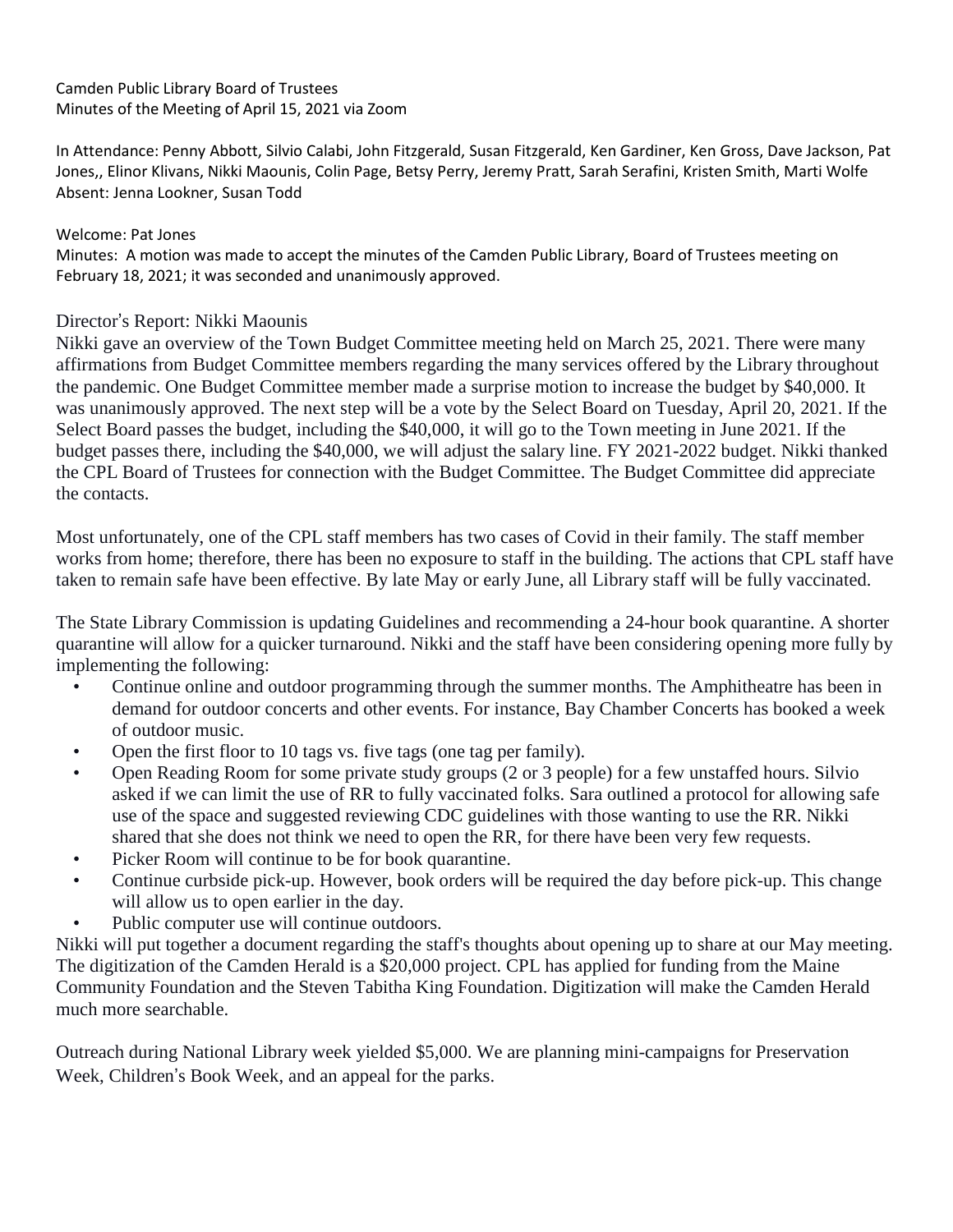Camden Public Library Board of Trustees
Minutes of the Meeting of April 15, 2021 via Zoom

In Attendance: Penny Abbott, Silvio Calabi, John Fitzgerald, Susan Fitzgerald, Ken Gardiner, Ken Gross, Dave Jackson, Pat Jones,, Elinor Klivans, Nikki Maounis, Colin Page, Betsy Perry, Jeremy Pratt, Sarah Serafini, Kristen Smith, Marti Wolfe
Absent: Jenna Lookner, Susan Todd

Welcome: Pat Jones
Minutes: A motion was made to accept the minutes of the Camden Public Library, Board of Trustees meeting on February 18, 2021; it was seconded and unanimously approved.

Director's Report: Nikki Maounis
Nikki gave an overview of the Town Budget Committee meeting held on March 25, 2021. There were many affirmations from Budget Committee members regarding the many services offered by the Library throughout the pandemic. One Budget Committee member made a surprise motion to increase the budget by $40,000. It was unanimously approved. The next step will be a vote by the Select Board on Tuesday, April 20, 2021. If the Select Board passes the budget, including the $40,000, it will go to the Town meeting in June 2021. If the budget passes there, including the $40,000, we will adjust the salary line. FY 2021-2022 budget. Nikki thanked the CPL Board of Trustees for connection with the Budget Committee. The Budget Committee did appreciate the contacts.

Most unfortunately, one of the CPL staff members has two cases of Covid in their family. The staff member works from home; therefore, there has been no exposure to staff in the building. The actions that CPL staff have taken to remain safe have been effective. By late May or early June, all Library staff will be fully vaccinated.

The State Library Commission is updating Guidelines and recommending a 24-hour book quarantine. A shorter quarantine will allow for a quicker turnaround. Nikki and the staff have been considering opening more fully by implementing the following:

- Continue online and outdoor programming through the summer months. The Amphitheatre has been in demand for outdoor concerts and other events. For instance, Bay Chamber Concerts has booked a week of outdoor music.
- Open the first floor to 10 tags vs. five tags (one tag per family).
- Open Reading Room for some private study groups (2 or 3 people) for a few unstaffed hours. Silvio asked if we can limit the use of RR to fully vaccinated folks. Sara outlined a protocol for allowing safe use of the space and suggested reviewing CDC guidelines with those wanting to use the RR. Nikki shared that she does not think we need to open the RR, for there have been very few requests.
- Picker Room will continue to be for book quarantine.
- Continue curbside pick-up. However, book orders will be required the day before pick-up. This change will allow us to open earlier in the day.
- Public computer use will continue outdoors.

Nikki will put together a document regarding the staff's thoughts about opening up to share at our May meeting. The digitization of the Camden Herald is a $20,000 project. CPL has applied for funding from the Maine Community Foundation and the Steven Tabitha King Foundation. Digitization will make the Camden Herald much more searchable.

Outreach during National Library week yielded $5,000. We are planning mini-campaigns for Preservation Week, Children's Book Week, and an appeal for the parks.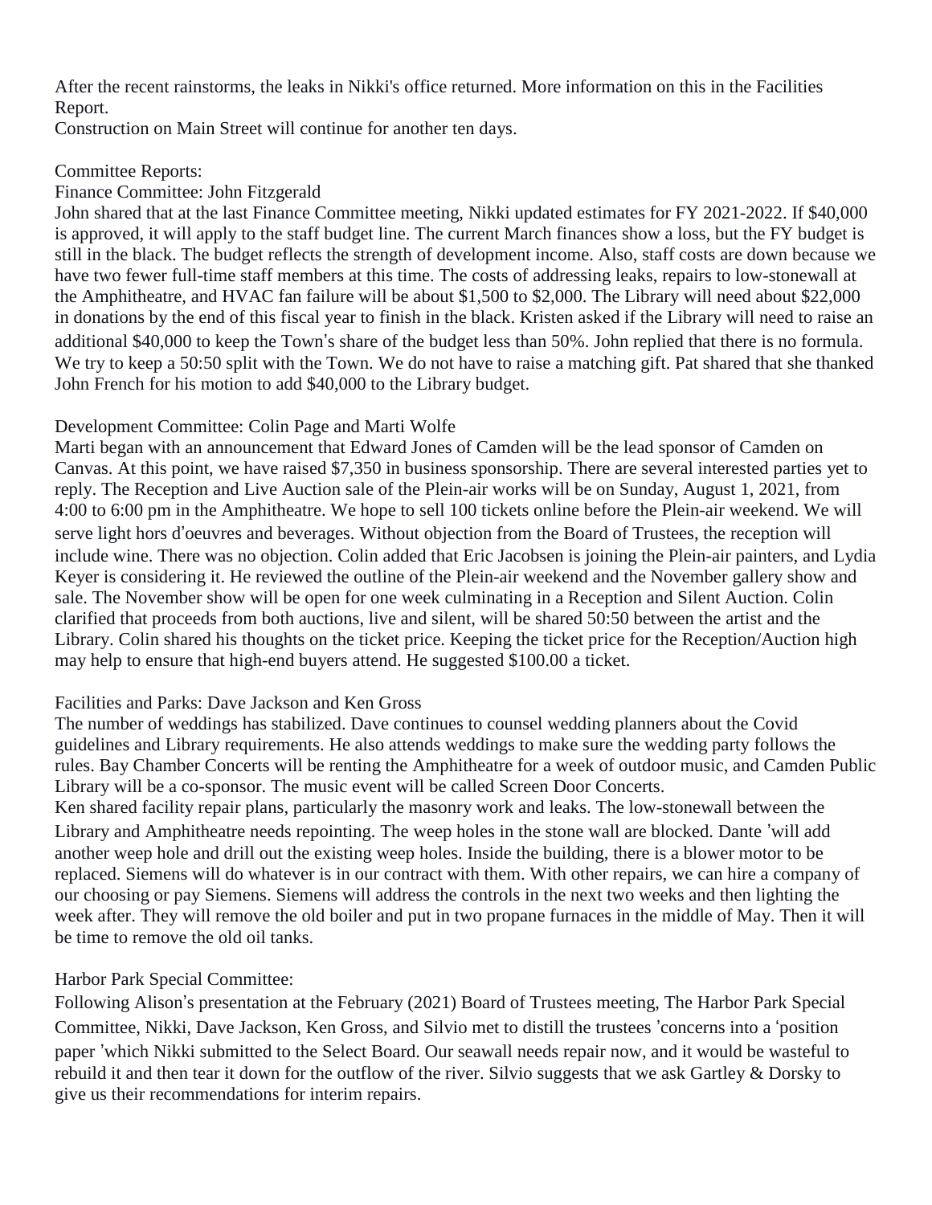After the recent rainstorms, the leaks in Nikki's office returned. More information on this in the Facilities Report.
Construction on Main Street will continue for another ten days.

Committee Reports:
Finance Committee: John Fitzgerald
John shared that at the last Finance Committee meeting, Nikki updated estimates for FY 2021-2022. If $40,000 is approved, it will apply to the staff budget line. The current March finances show a loss, but the FY budget is still in the black. The budget reflects the strength of development income. Also, staff costs are down because we have two fewer full-time staff members at this time. The costs of addressing leaks, repairs to low-stonewall at the Amphitheatre, and HVAC fan failure will be about $1,500 to $2,000. The Library will need about $22,000 in donations by the end of this fiscal year to finish in the black. Kristen asked if the Library will need to raise an additional $40,000 to keep the Town's share of the budget less than 50%. John replied that there is no formula. We try to keep a 50:50 split with the Town. We do not have to raise a matching gift. Pat shared that she thanked John French for his motion to add $40,000 to the Library budget.

Development Committee: Colin Page and Marti Wolfe
Marti began with an announcement that Edward Jones of Camden will be the lead sponsor of Camden on Canvas. At this point, we have raised $7,350 in business sponsorship. There are several interested parties yet to reply. The Reception and Live Auction sale of the Plein-air works will be on Sunday, August 1, 2021, from 4:00 to 6:00 pm in the Amphitheatre. We hope to sell 100 tickets online before the Plein-air weekend. We will serve light hors d'oeuvres and beverages. Without objection from the Board of Trustees, the reception will include wine. There was no objection. Colin added that Eric Jacobsen is joining the Plein-air painters, and Lydia Keyer is considering it. He reviewed the outline of the Plein-air weekend and the November gallery show and sale. The November show will be open for one week culminating in a Reception and Silent Auction. Colin clarified that proceeds from both auctions, live and silent, will be shared 50:50 between the artist and the Library. Colin shared his thoughts on the ticket price. Keeping the ticket price for the Reception/Auction high may help to ensure that high-end buyers attend. He suggested $100.00 a ticket.

Facilities and Parks: Dave Jackson and Ken Gross
The number of weddings has stabilized. Dave continues to counsel wedding planners about the Covid guidelines and Library requirements. He also attends weddings to make sure the wedding party follows the rules. Bay Chamber Concerts will be renting the Amphitheatre for a week of outdoor music, and Camden Public Library will be a co-sponsor. The music event will be called Screen Door Concerts.
Ken shared facility repair plans, particularly the masonry work and leaks. The low-stonewall between the Library and Amphitheatre needs repointing. The weep holes in the stone wall are blocked. Dante 'will add another weep hole and drill out the existing weep holes. Inside the building, there is a blower motor to be replaced. Siemens will do whatever is in our contract with them. With other repairs, we can hire a company of our choosing or pay Siemens. Siemens will address the controls in the next two weeks and then lighting the week after. They will remove the old boiler and put in two propane furnaces in the middle of May. Then it will be time to remove the old oil tanks.

Harbor Park Special Committee:
Following Alison's presentation at the February (2021) Board of Trustees meeting, The Harbor Park Special Committee, Nikki, Dave Jackson, Ken Gross, and Silvio met to distill the trustees 'concerns into a 'position paper 'which Nikki submitted to the Select Board. Our seawall needs repair now, and it would be wasteful to rebuild it and then tear it down for the outflow of the river. Silvio suggests that we ask Gartley & Dorsky to give us their recommendations for interim repairs.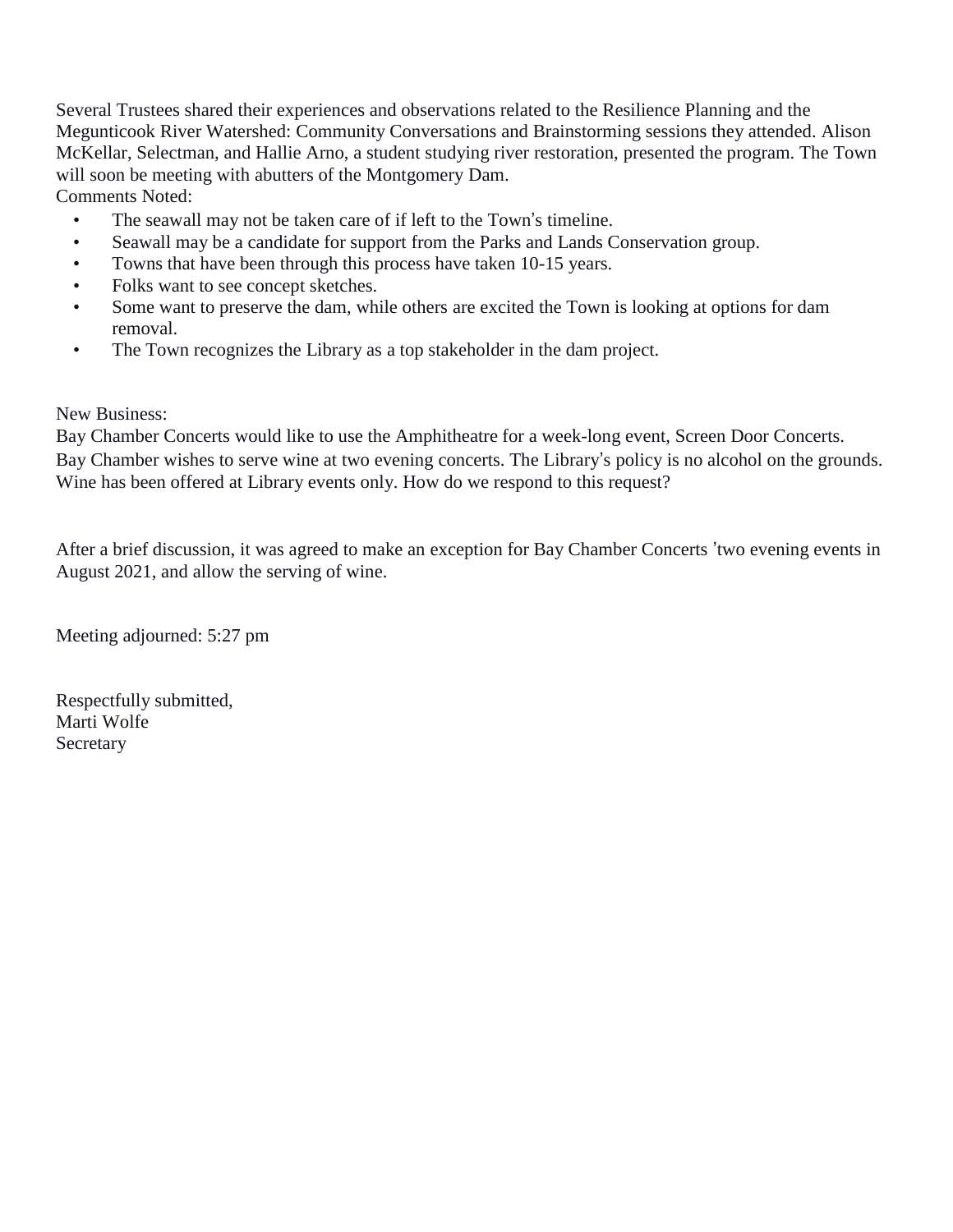Several Trustees shared their experiences and observations related to the Resilience Planning and the Megunticook River Watershed: Community Conversations and Brainstorming sessions they attended. Alison McKellar, Selectman, and Hallie Arno, a student studying river restoration, presented the program. The Town will soon be meeting with abutters of the Montgomery Dam.

Comments Noted:

- The seawall may not be taken care of if left to the Town's timeline.
- Seawall may be a candidate for support from the Parks and Lands Conservation group.
- Towns that have been through this process have taken 10-15 years.
- Folks want to see concept sketches.
- Some want to preserve the dam, while others are excited the Town is looking at options for dam removal.
- The Town recognizes the Library as a top stakeholder in the dam project.

New Business:

Bay Chamber Concerts would like to use the Amphitheatre for a week-long event, Screen Door Concerts. Bay Chamber wishes to serve wine at two evening concerts. The Library's policy is no alcohol on the grounds. Wine has been offered at Library events only. How do we respond to this request?

After a brief discussion, it was agreed to make an exception for Bay Chamber Concerts 'two evening events in August 2021, and allow the serving of wine.

Meeting adjourned: 5:27 pm

Respectfully submitted,
Marti Wolfe
Secretary